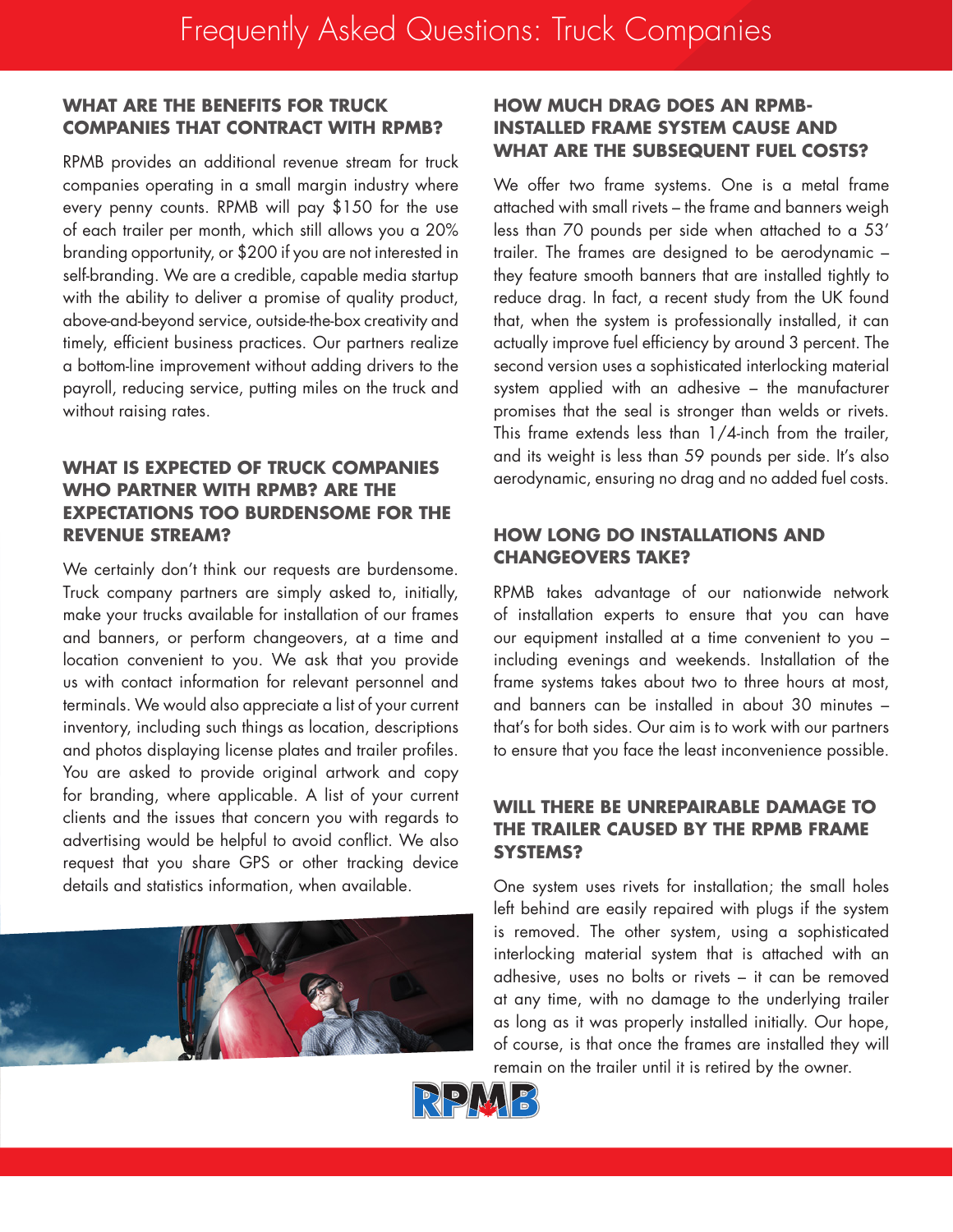# Frequently Asked Questions: Truck Companies

## WHAT ARE THE BENEFITS FOR TRUCK COMPANIES THAT CONTRACT WITH RPMB?

RPMB provides an additional revenue stream for truck companies operating in a small margin industry where every penny counts. RPMB will pay $150 for the use of each trailer per month, which still allows you a 20% branding opportunity, or $200 if you are not interested in self-branding. We are a credible, capable media startup with the ability to deliver a promise of quality product, above-and-beyond service, outside-the-box creativity and timely, efficient business practices. Our partners realize a bottom-line improvement without adding drivers to the payroll, reducing service, putting miles on the truck and without raising rates.

## WHAT IS EXPECTED OF TRUCK COMPANIES WHO PARTNER WITH RPMB? ARE THE EXPECTATIONS TOO BURDENSOME FOR THE REVENUE STREAM?

We certainly don't think our requests are burdensome. Truck company partners are simply asked to, initially, make your trucks available for installation of our frames and banners, or perform changeovers, at a time and location convenient to you. We ask that you provide us with contact information for relevant personnel and terminals. We would also appreciate a list of your current inventory, including such things as location, descriptions and photos displaying license plates and trailer profiles. You are asked to provide original artwork and copy for branding, where applicable. A list of your current clients and the issues that concern you with regards to advertising would be helpful to avoid conflict. We also request that you share GPS or other tracking device details and statistics information, when available.

## HOW MUCH DRAG DOES AN RPMB-INSTALLED FRAME SYSTEM CAUSE AND WHAT ARE THE SUBSEQUENT FUEL COSTS?

We offer two frame systems. One is a metal frame attached with small rivets – the frame and banners weigh less than 70 pounds per side when attached to a 53' trailer. The frames are designed to be aerodynamic – they feature smooth banners that are installed tightly to reduce drag. In fact, a recent study from the UK found that, when the system is professionally installed, it can actually improve fuel efficiency by around 3 percent. The second version uses a sophisticated interlocking material system applied with an adhesive – the manufacturer promises that the seal is stronger than welds or rivets. This frame extends less than 1/4-inch from the trailer, and its weight is less than 59 pounds per side. It's also aerodynamic, ensuring no drag and no added fuel costs.

## HOW LONG DO INSTALLATIONS AND CHANGEOVERS TAKE?

RPMB takes advantage of our nationwide network of installation experts to ensure that you can have our equipment installed at a time convenient to you – including evenings and weekends. Installation of the frame systems takes about two to three hours at most, and banners can be installed in about 30 minutes – that's for both sides. Our aim is to work with our partners to ensure that you face the least inconvenience possible.

## WILL THERE BE UNREPAIRABLE DAMAGE TO THE TRAILER CAUSED BY THE RPMB FRAME SYSTEMS?

One system uses rivets for installation; the small holes left behind are easily repaired with plugs if the system is removed. The other system, using a sophisticated interlocking material system that is attached with an adhesive, uses no bolts or rivets – it can be removed at any time, with no damage to the underlying trailer as long as it was properly installed initially. Our hope, of course, is that once the frames are installed they will remain on the trailer until it is retired by the owner.

RPMB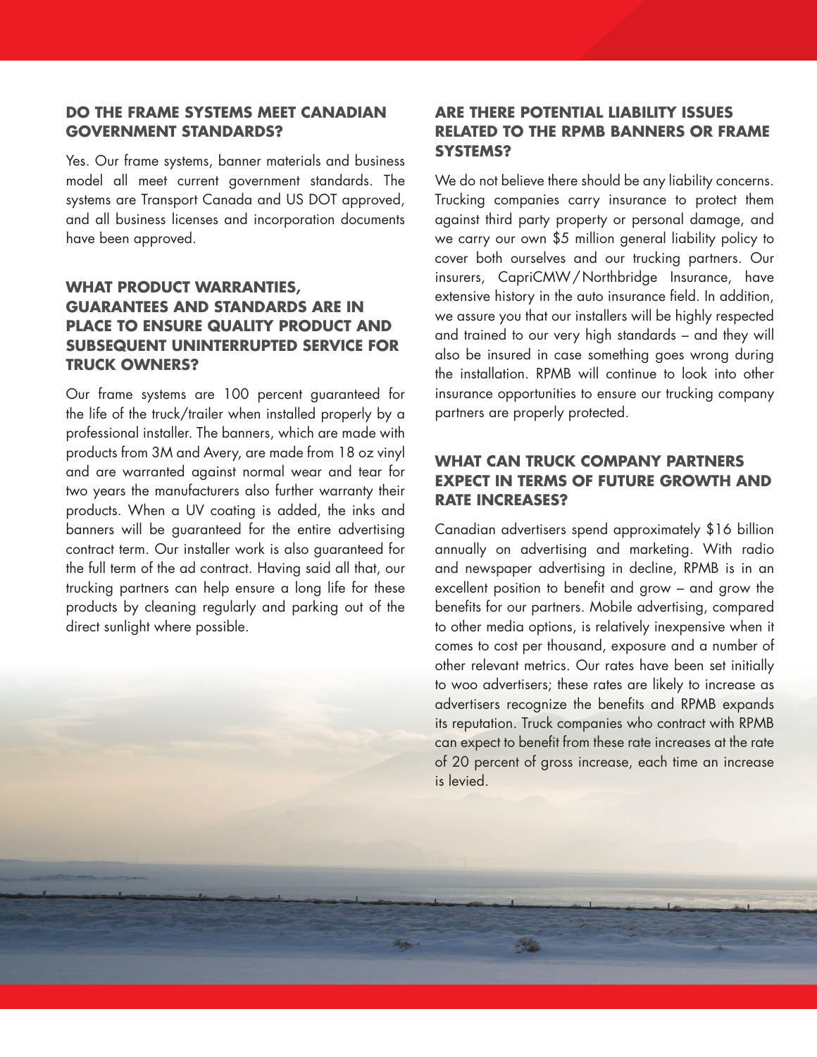## DO THE FRAME SYSTEMS MEET CANADIAN GOVERNMENT STANDARDS?

Yes. Our frame systems, banner materials and business model all meet current government standards. The systems are Transport Canada and US DOT approved, and all business licenses and incorporation documents have been approved.

## WHAT PRODUCT WARRANTIES, GUARANTEES AND STANDARDS ARE IN PLACE TO ENSURE QUALITY PRODUCT AND SUBSEQUENT UNINTERRUPTED SERVICE FOR TRUCK OWNERS?

Our frame systems are 100 percent guaranteed for the life of the truck/trailer when installed properly by a professional installer. The banners, which are made with products from 3M and Avery, are made from 18 oz vinyl and are warranted against normal wear and tear for two years the manufacturers also further warranty their products. When a UV coating is added, the inks and banners will be guaranteed for the entire advertising contract term. Our installer work is also guaranteed for the full term of the ad contract. Having said all that, our trucking partners can help ensure a long life for these products by cleaning regularly and parking out of the direct sunlight where possible.

## ARE THERE POTENTIAL LIABILITY ISSUES RELATED TO THE RPMB BANNERS OR FRAME SYSTEMS?

We do not believe there should be any liability concerns. Trucking companies carry insurance to protect them against third party property or personal damage, and we carry our own $5 million general liability policy to cover both ourselves and our trucking partners. Our insurers, CapriCMW / Northbridge Insurance, have extensive history in the auto insurance field. In addition, we assure you that our installers will be highly respected and trained to our very high standards – and they will also be insured in case something goes wrong during the installation. RPMB will continue to look into other insurance opportunities to ensure our trucking company partners are properly protected.

## WHAT CAN TRUCK COMPANY PARTNERS EXPECT IN TERMS OF FUTURE GROWTH AND RATE INCREASES?

Canadian advertisers spend approximately $16 billion annually on advertising and marketing. With radio and newspaper advertising in decline, RPMB is in an excellent position to benefit and grow – and grow the benefits for our partners. Mobile advertising, compared to other media options, is relatively inexpensive when it comes to cost per thousand, exposure and a number of other relevant metrics. Our rates have been set initially to woo advertisers; these rates are likely to increase as advertisers recognize the benefits and RPMB expands its reputation. Truck companies who contract with RPMB can expect to benefit from these rate increases at the rate of 20 percent of gross increase, each time an increase is levied.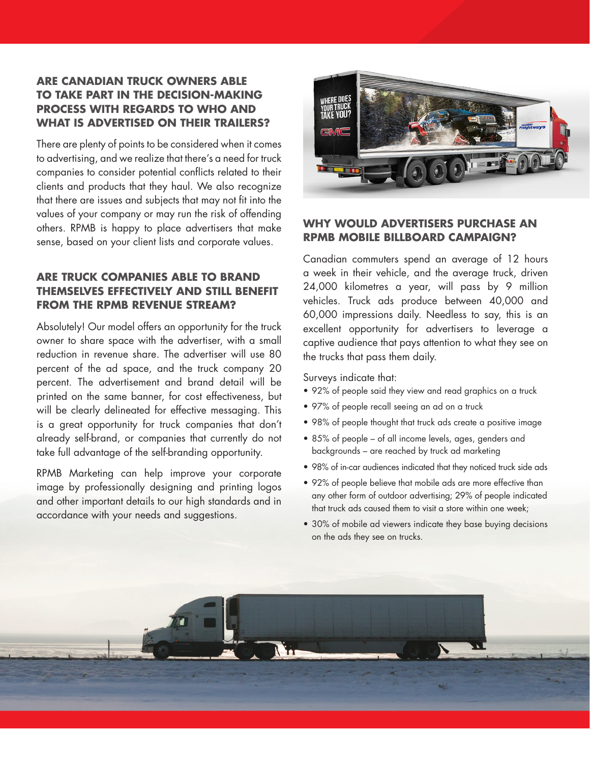## ARE CANADIAN TRUCK OWNERS ABLE TO TAKE PART IN THE DECISION-MAKING PROCESS WITH REGARDS TO WHO AND WHAT IS ADVERTISED ON THEIR TRAILERS?

There are plenty of points to be considered when it comes to advertising, and we realize that there's a need for truck companies to consider potential conflicts related to their clients and products that they haul. We also recognize that there are issues and subjects that may not fit into the values of your company or may run the risk of offending others. RPMB is happy to place advertisers that make sense, based on your client lists and corporate values.

## ARE TRUCK COMPANIES ABLE TO BRAND THEMSELVES EFFECTIVELY AND STILL BENEFIT FROM THE RPMB REVENUE STREAM?

Absolutely! Our model offers an opportunity for the truck owner to share space with the advertiser, with a small reduction in revenue share. The advertiser will use 80 percent of the ad space, and the truck company 20 percent. The advertisement and brand detail will be printed on the same banner, for cost effectiveness, but will be clearly delineated for effective messaging. This is a great opportunity for truck companies that don't already self-brand, or companies that currently do not take full advantage of the self-branding opportunity.

RPMB Marketing can help improve your corporate image by professionally designing and printing logos and other important details to our high standards and in accordance with your needs and suggestions.

## WHY WOULD ADVERTISERS PURCHASE AN RPMB MOBILE BILLBOARD CAMPAIGN?

Canadian commuters spend an average of 12 hours a week in their vehicle, and the average truck, driven 24,000 kilometres a year, will pass by 9 million vehicles. Truck ads produce between 40,000 and 60,000 impressions daily. Needless to say, this is an excellent opportunity for advertisers to leverage a captive audience that pays attention to what they see on the trucks that pass them daily.

Surveys indicate that:

- 92% of people said they view and read graphics on a truck
- 97% of people recall seeing an ad on a truck
- 98% of people thought that truck ads create a positive image
- 85% of people – of all income levels, ages, genders and backgrounds – are reached by truck ad marketing
- 98% of in-car audiences indicated that they noticed truck side ads
- 92% of people believe that mobile ads are more effective than any other form of outdoor advertising; 29% of people indicated that truck ads caused them to visit a store within one week;
- 30% of mobile ad viewers indicate they base buying decisions on the ads they see on trucks.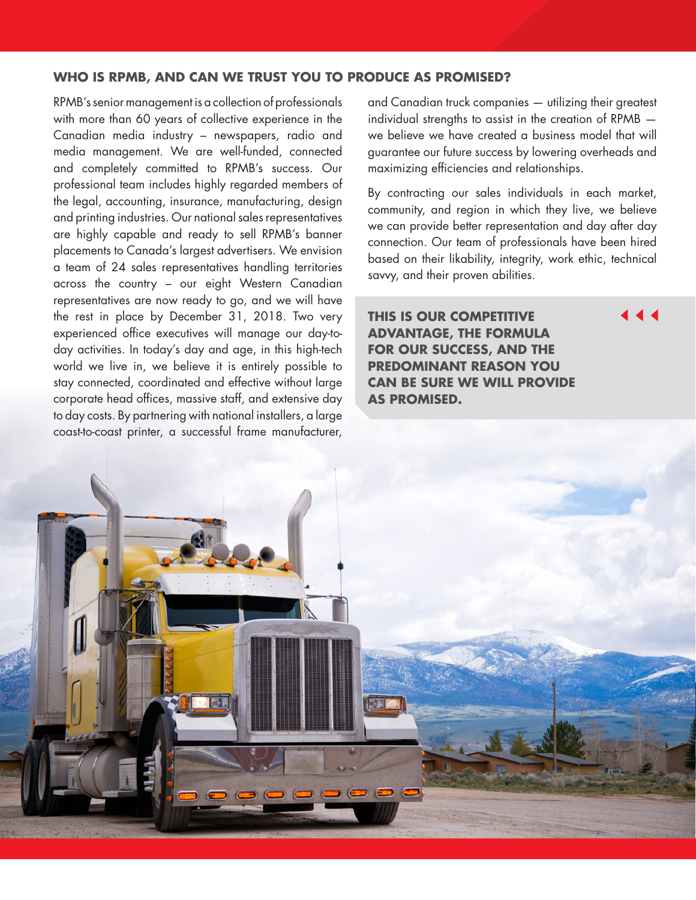## WHO IS RPMB, AND CAN WE TRUST YOU TO PRODUCE AS PROMISED?

RPMB's senior management is a collection of professionals with more than 60 years of collective experience in the Canadian media industry – newspapers, radio and media management. We are well-funded, connected and completely committed to RPMB's success. Our professional team includes highly regarded members of the legal, accounting, insurance, manufacturing, design and printing industries. Our national sales representatives are highly capable and ready to sell RPMB's banner placements to Canada's largest advertisers. We envision a team of 24 sales representatives handling territories across the country – our eight Western Canadian representatives are now ready to go, and we will have the rest in place by December 31, 2018. Two very experienced office executives will manage our day-to-day activities. In today's day and age, in this high-tech world we live in, we believe it is entirely possible to stay connected, coordinated and effective without large corporate head offices, massive staff, and extensive day to day costs. By partnering with national installers, a large coast-to-coast printer, a successful frame manufacturer, and Canadian truck companies — utilizing their greatest individual strengths to assist in the creation of RPMB — we believe we have created a business model that will guarantee our future success by lowering overheads and maximizing efficiencies and relationships.

By contracting our sales individuals in each market, community, and region in which they live, we believe we can provide better representation and day after day connection. Our team of professionals have been hired based on their likability, integrity, work ethic, technical savvy, and their proven abilities.

**THIS IS OUR COMPETITIVE ADVANTAGE, THE FORMULA FOR OUR SUCCESS, AND THE PREDOMINANT REASON YOU CAN BE SURE WE WILL PROVIDE AS PROMISED.**